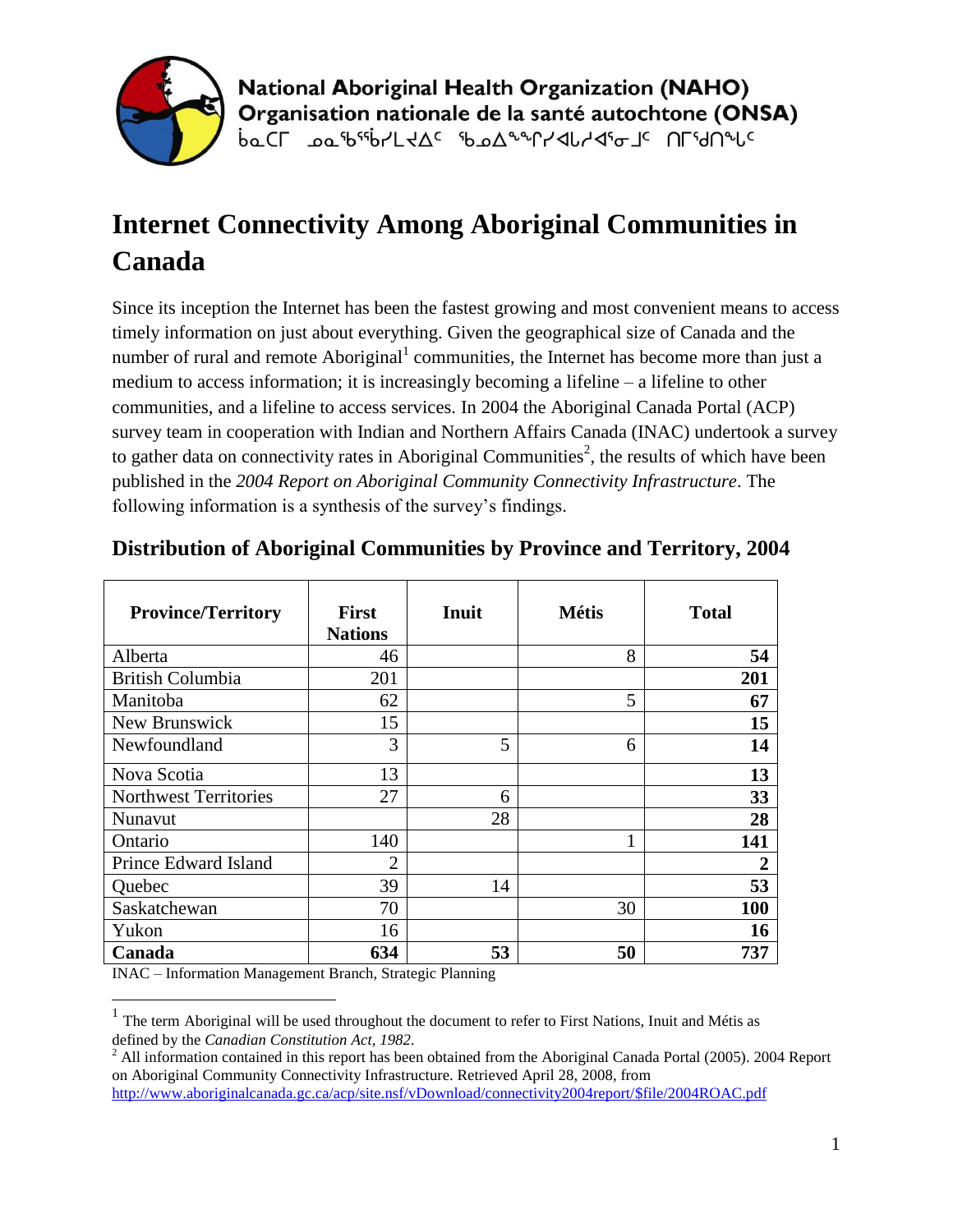National Aboriginal Health Organization (NAHO)
Organisation nationale de la santé autochtone (ONSA)
ᑳᓇᑕᒥ ᓄᓇᖃᖅᑳᖅᓯᒪᔪᐃᑦ ᖃᓄᐃᙱᑦᑎᐊᕐᓂᖏᓐᓄᑦ ᑎᒥᖁᑎᖓᑦ

# Internet Connectivity Among Aboriginal Communities in Canada

Since its inception the Internet has been the fastest growing and most convenient means to access timely information on just about everything. Given the geographical size of Canada and the number of rural and remote Aboriginal[1] communities, the Internet has become more than just a medium to access information; it is increasingly becoming a lifeline – a lifeline to other communities, and a lifeline to access services. In 2004 the Aboriginal Canada Portal (ACP) survey team in cooperation with Indian and Northern Affairs Canada (INAC) undertook a survey to gather data on connectivity rates in Aboriginal Communities[2], the results of which have been published in the *2004 Report on Aboriginal Community Connectivity Infrastructure*. The following information is a synthesis of the survey's findings.

## Distribution of Aboriginal Communities by Province and Territory, 2004

| Province/Territory | First Nations | Inuit | Métis | Total |
|---|---|---|---|---|
| Alberta | 46 | | 8 | **54** |
| British Columbia | 201 | | | **201** |
| Manitoba | 62 | | 5 | **67** |
| New Brunswick | 15 | | | **15** |
| Newfoundland | 3 | 5 | 6 | **14** |
| Nova Scotia | 13 | | | **13** |
| Northwest Territories | 27 | 6 | | **33** |
| Nunavut | | 28 | | **28** |
| Ontario | 140 | | 1 | **141** |
| Prince Edward Island | 2 | | | **2** |
| Quebec | 39 | 14 | | **53** |
| Saskatchewan | 70 | | 30 | **100** |
| Yukon | 16 | | | **16** |
| **Canada** | **634** | **53** | **50** | **737** |

INAC – Information Management Branch, Strategic Planning

[1] The term Aboriginal will be used throughout the document to refer to First Nations, Inuit and Métis as defined by the *Canadian Constitution Act, 1982*.

[2] All information contained in this report has been obtained from the Aboriginal Canada Portal (2005). 2004 Report on Aboriginal Community Connectivity Infrastructure. Retrieved April 28, 2008, from http://www.aboriginalcanada.gc.ca/acp/site.nsf/vDownload/connectivity2004report/$file/2004ROAC.pdf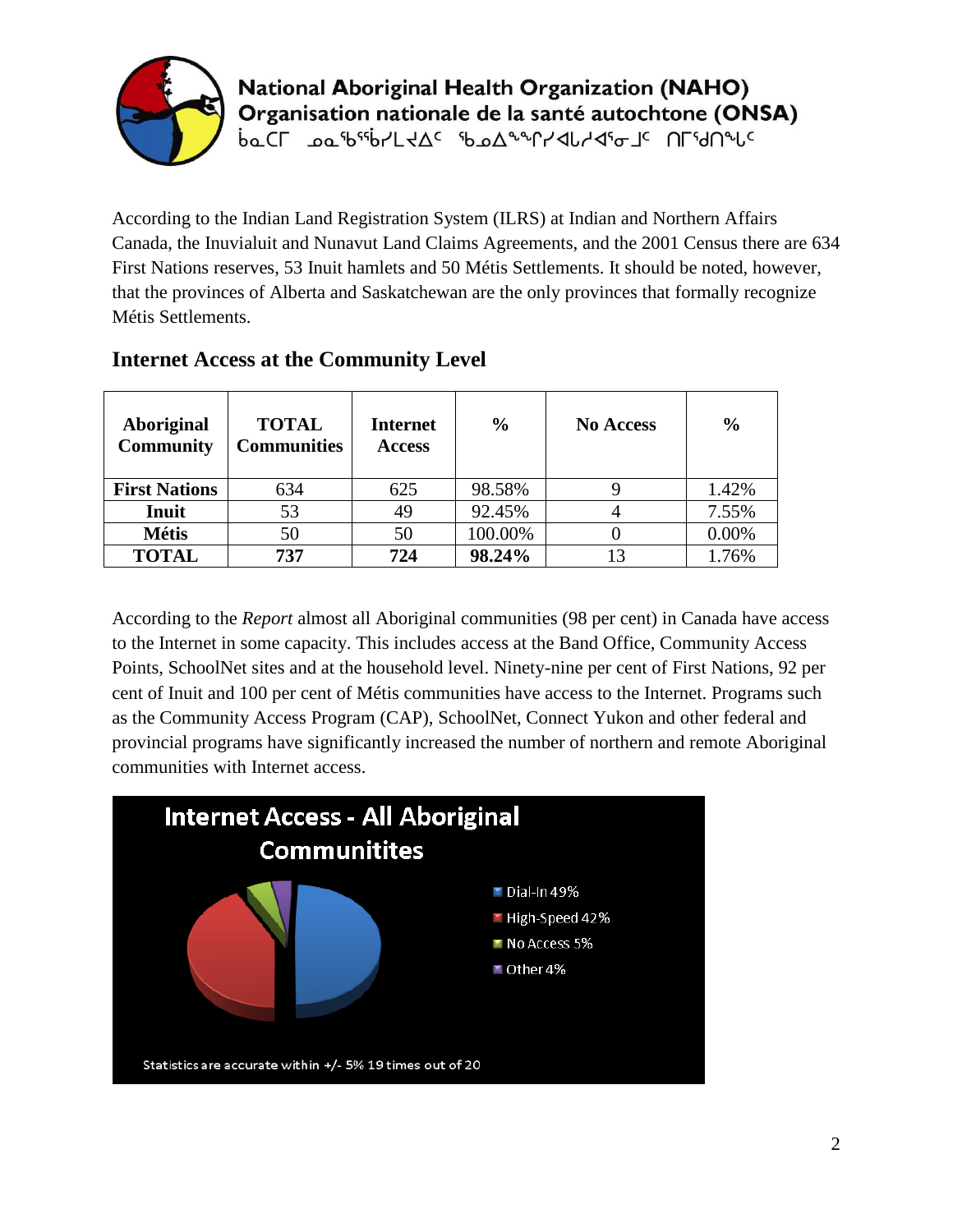According to the Indian Land Registration System (ILRS) at Indian and Northern Affairs Canada, the Inuvialuit and Nunavut Land Claims Agreements, and the 2001 Census there are 634 First Nations reserves, 53 Inuit hamlets and 50 Métis Settlements. It should be noted, however, that the provinces of Alberta and Saskatchewan are the only provinces that formally recognize Métis Settlements.

## Internet Access at the Community Level

| Aboriginal Community | TOTAL Communities | Internet Access | % | No Access | % |
|---|---|---|---|---|---|
| **First Nations** | 634 | 625 | 98.58% | 9 | 1.42% |
| **Inuit** | 53 | 49 | 92.45% | 4 | 7.55% |
| **Métis** | 50 | 50 | 100.00% | 0 | 0.00% |
| **TOTAL** | **737** | **724** | **98.24%** | 13 | 1.76% |

According to the *Report* almost all Aboriginal communities (98 per cent) in Canada have access to the Internet in some capacity. This includes access at the Band Office, Community Access Points, SchoolNet sites and at the household level. Ninety-nine per cent of First Nations, 92 per cent of Inuit and 100 per cent of Métis communities have access to the Internet. Programs such as the Community Access Program (CAP), SchoolNet, Connect Yukon and other federal and provincial programs have significantly increased the number of northern and remote Aboriginal communities with Internet access.

Internet Access - All Aboriginal Communitites

Dial-In 49%

High-Speed 42%

No Access 5%

Other 4%

Statistics are accurate within +/- 5% 19 times out of 20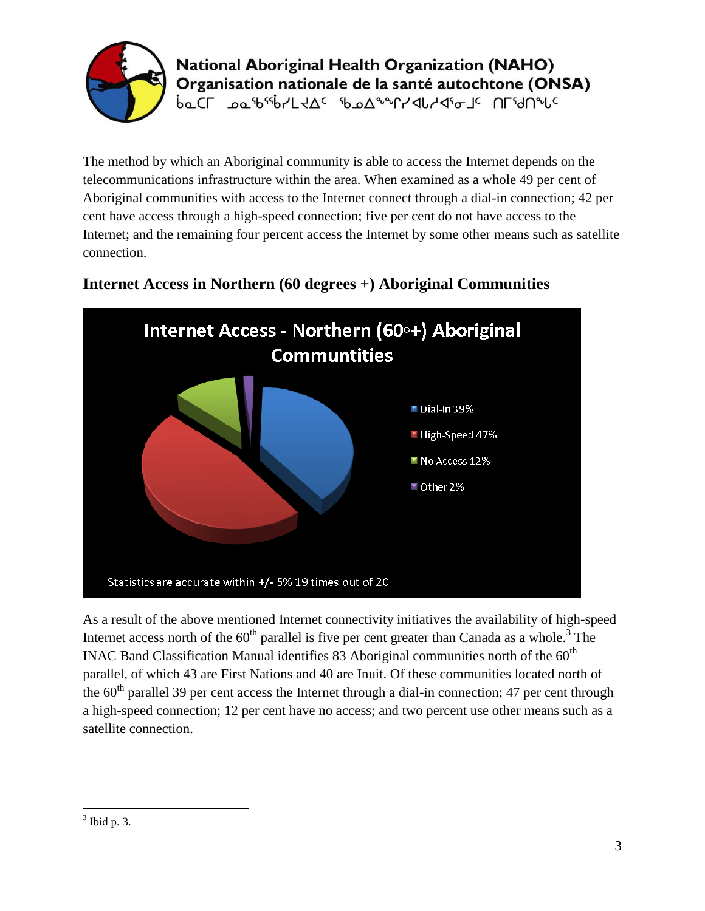The method by which an Aboriginal community is able to access the Internet depends on the telecommunications infrastructure within the area. When examined as a whole 49 per cent of Aboriginal communities with access to the Internet connect through a dial-in connection; 42 per cent have access through a high-speed connection; five per cent do not have access to the Internet; and the remaining four percent access the Internet by some other means such as satellite connection.

## Internet Access in Northern (60 degrees +) Aboriginal Communities

Internet Access - Northern (60◦+) Aboriginal Communtities

Dial-In 39%

High-Speed 47%

No Access 12%

Other 2%

Statistics are accurate within +/- 5% 19 times out of 20

As a result of the above mentioned Internet connectivity initiatives the availability of high-speed Internet access north of the 60th parallel is five per cent greater than Canada as a whole.[3] The INAC Band Classification Manual identifies 83 Aboriginal communities north of the 60th parallel, of which 43 are First Nations and 40 are Inuit. Of these communities located north of the 60th parallel 39 per cent access the Internet through a dial-in connection; 47 per cent through a high-speed connection; 12 per cent have no access; and two percent use other means such as a satellite connection.

[3] Ibid p. 3.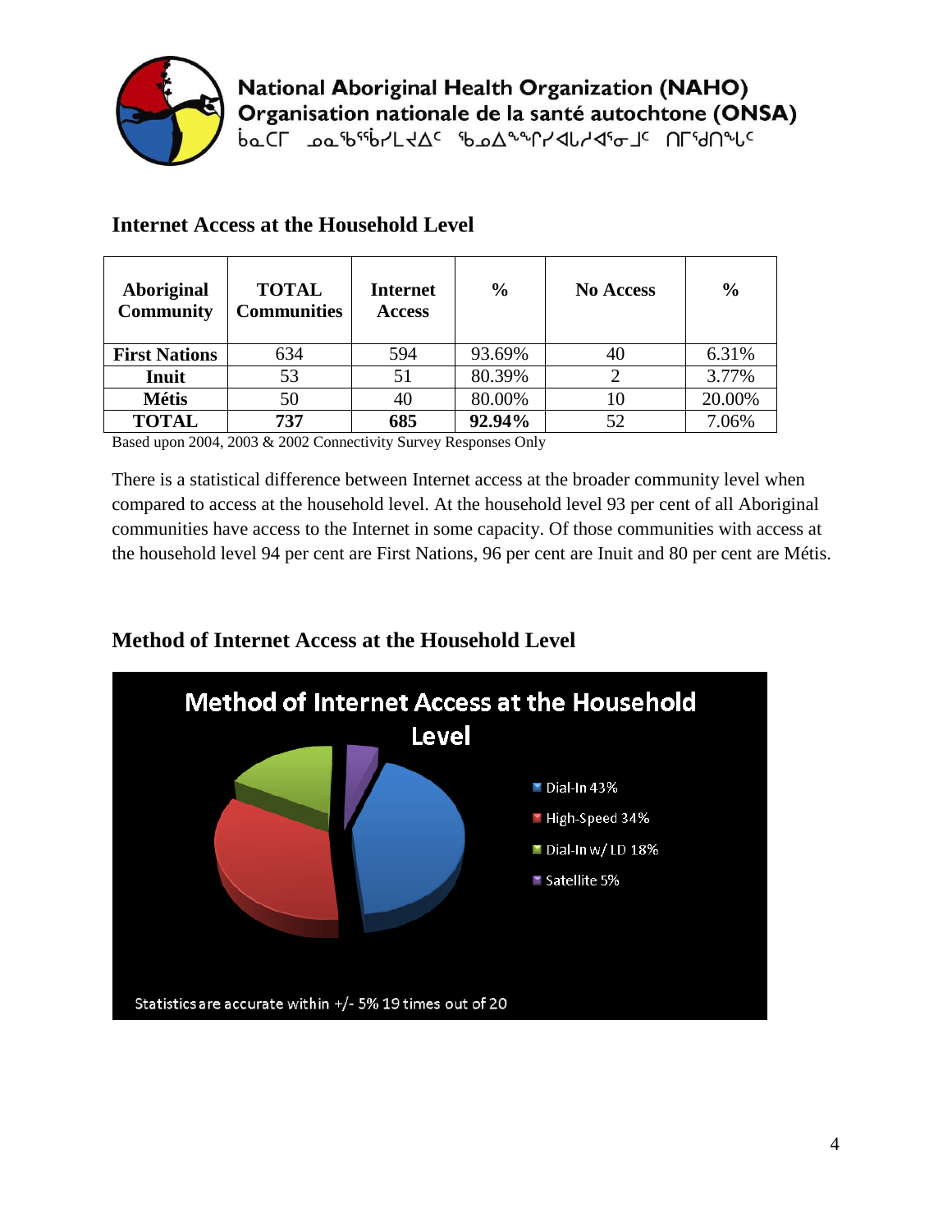## Internet Access at the Household Level

| Aboriginal Community | TOTAL Communities | Internet Access | % | No Access | % |
|---|---|---|---|---|---|
| First Nations | 634 | 594 | 93.69% | 40 | 6.31% |
| Inuit | 53 | 51 | 80.39% | 2 | 3.77% |
| Métis | 50 | 40 | 80.00% | 10 | 20.00% |
| TOTAL | 737 | 685 | 92.94% | 52 | 7.06% |

Based upon 2004, 2003 & 2002 Connectivity Survey Responses Only

There is a statistical difference between Internet access at the broader community level when compared to access at the household level. At the household level 93 per cent of all Aboriginal communities have access to the Internet in some capacity. Of those communities with access at the household level 94 per cent are First Nations, 96 per cent are Inuit and 80 per cent are Métis.

## Method of Internet Access at the Household Level

Method of Internet Access at the Household Level

Dial-In 43%

High-Speed 34%

Dial-In w/ LD 18%

Satellite 5%

Statistics are accurate within +/- 5% 19 times out of 20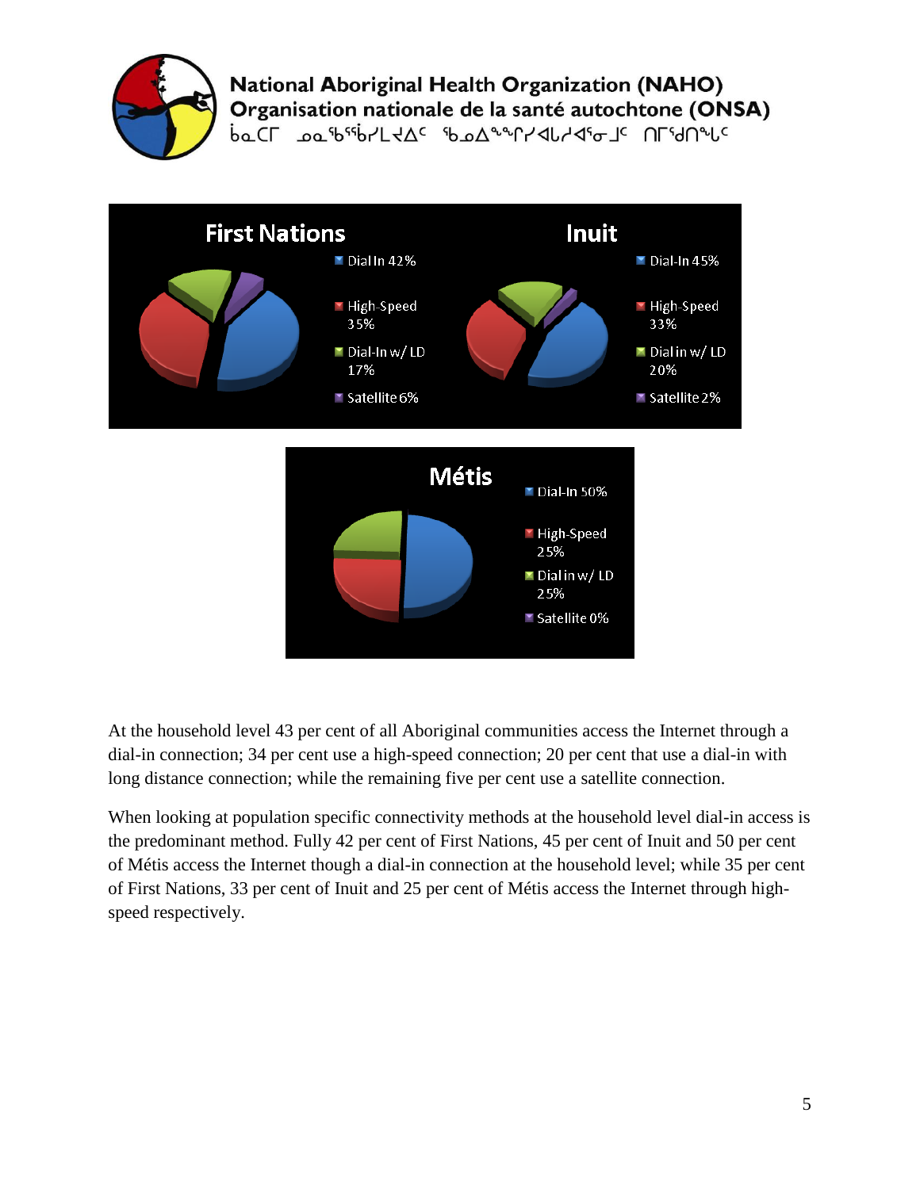National Aboriginal Health Organization (NAHO)
Organisation nationale de la santé autochtone (ONSA)
ᑳᓇᑕᒥ ᓄᓇᖃᖅᑳᓯᒪᔪᐃᑦ ᖃᓄᐃᙱᑦᓯᐊᓕᓯᐊᕐᓂᒧᑦ ᑎᒥᖁᑎᖓᑦ

First Nations
Dial In 42%
High-Speed 35%
Dial-In w/ LD 17%
Satellite 6%

Inuit
Dial-In 45%
High-Speed 33%
Dial in w/ LD 20%
Satellite 2%

Métis
Dial-In 50%
High-Speed 25%
Dial in w/ LD 25%
Satellite 0%

At the household level 43 per cent of all Aboriginal communities access the Internet through a dial-in connection; 34 per cent use a high-speed connection; 20 per cent that use a dial-in with long distance connection; while the remaining five per cent use a satellite connection.

When looking at population specific connectivity methods at the household level dial-in access is the predominant method. Fully 42 per cent of First Nations, 45 per cent of Inuit and 50 per cent of Métis access the Internet though a dial-in connection at the household level; while 35 per cent of First Nations, 33 per cent of Inuit and 25 per cent of Métis access the Internet through high-speed respectively.